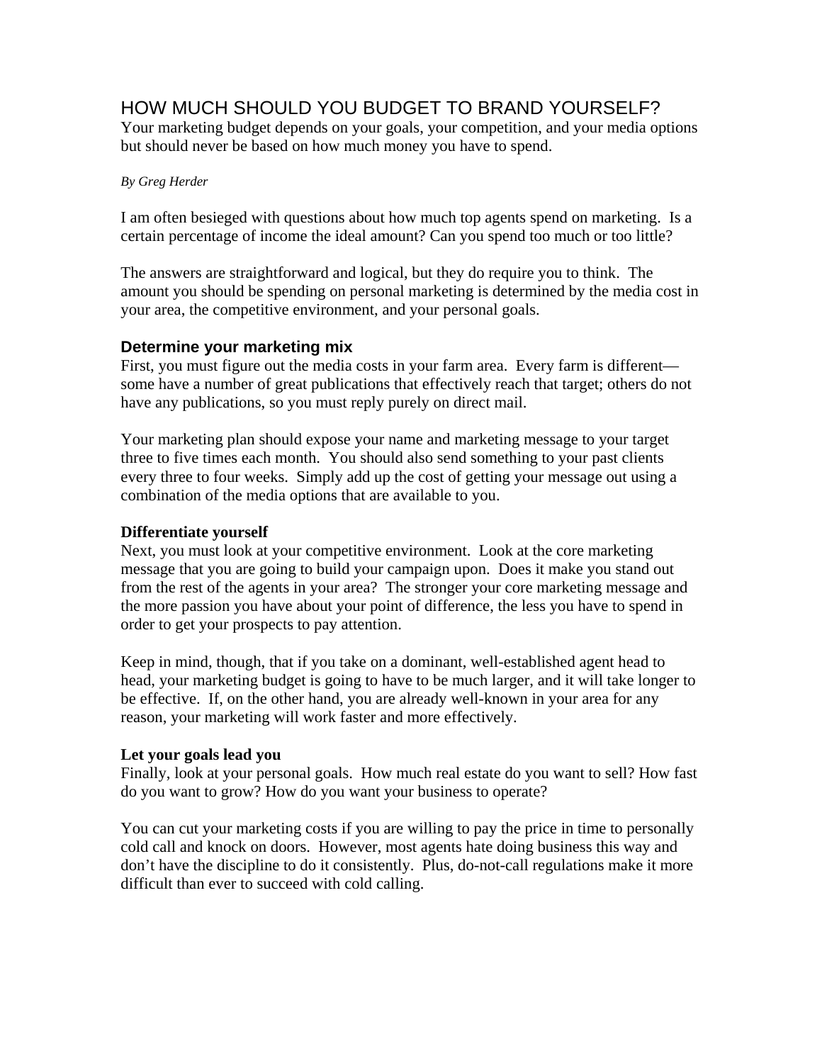# HOW MUCH SHOULD YOU BUDGET TO BRAND YOURSELF?

Your marketing budget depends on your goals, your competition, and your media options but should never be based on how much money you have to spend.

*By Greg Herder*

I am often besieged with questions about how much top agents spend on marketing. Is a certain percentage of income the ideal amount? Can you spend too much or too little?

The answers are straightforward and logical, but they do require you to think. The amount you should be spending on personal marketing is determined by the media cost in your area, the competitive environment, and your personal goals.

## Determine your marketing mix

First, you must figure out the media costs in your farm area. Every farm is different—some have a number of great publications that effectively reach that target; others do not have any publications, so you must reply purely on direct mail.

Your marketing plan should expose your name and marketing message to your target three to five times each month. You should also send something to your past clients every three to four weeks. Simply add up the cost of getting your message out using a combination of the media options that are available to you.

**Differentiate yourself**

Next, you must look at your competitive environment. Look at the core marketing message that you are going to build your campaign upon. Does it make you stand out from the rest of the agents in your area? The stronger your core marketing message and the more passion you have about your point of difference, the less you have to spend in order to get your prospects to pay attention.

Keep in mind, though, that if you take on a dominant, well-established agent head to head, your marketing budget is going to have to be much larger, and it will take longer to be effective. If, on the other hand, you are already well-known in your area for any reason, your marketing will work faster and more effectively.

**Let your goals lead you**

Finally, look at your personal goals. How much real estate do you want to sell? How fast do you want to grow? How do you want your business to operate?

You can cut your marketing costs if you are willing to pay the price in time to personally cold call and knock on doors. However, most agents hate doing business this way and don't have the discipline to do it consistently. Plus, do-not-call regulations make it more difficult than ever to succeed with cold calling.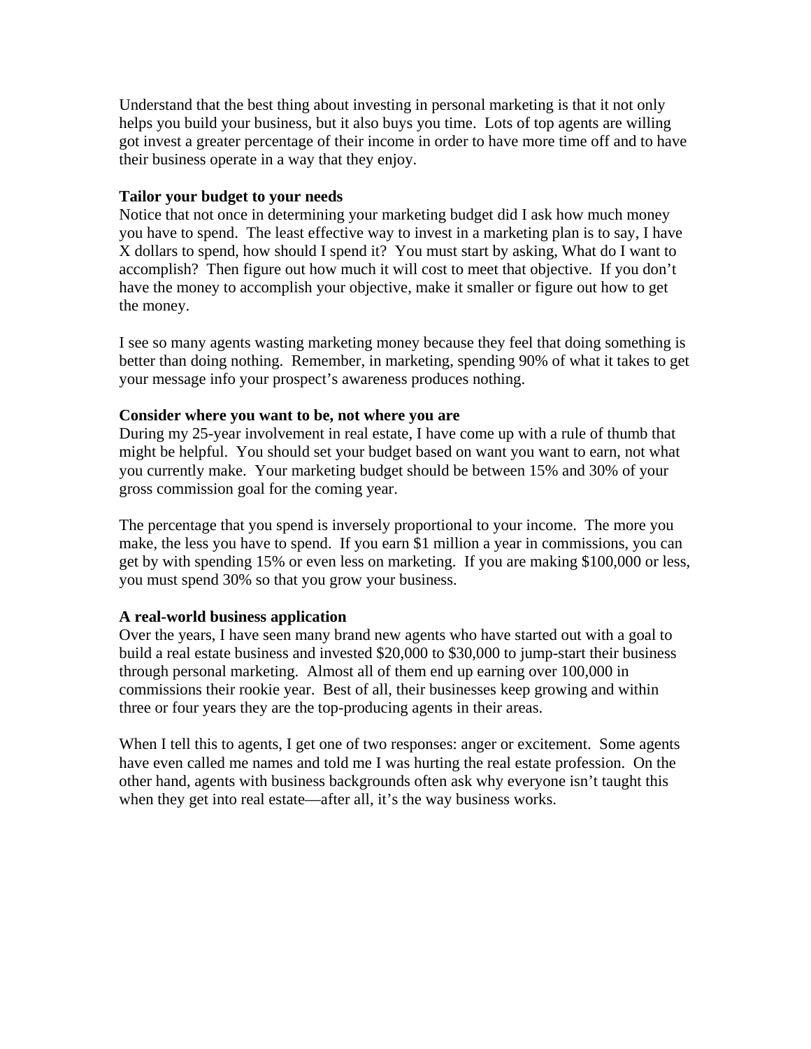Understand that the best thing about investing in personal marketing is that it not only helps you build your business, but it also buys you time. Lots of top agents are willing got invest a greater percentage of their income in order to have more time off and to have their business operate in a way that they enjoy.

**Tailor your budget to your needs**

Notice that not once in determining your marketing budget did I ask how much money you have to spend. The least effective way to invest in a marketing plan is to say, I have X dollars to spend, how should I spend it? You must start by asking, What do I want to accomplish? Then figure out how much it will cost to meet that objective. If you don't have the money to accomplish your objective, make it smaller or figure out how to get the money.

I see so many agents wasting marketing money because they feel that doing something is better than doing nothing. Remember, in marketing, spending 90% of what it takes to get your message info your prospect's awareness produces nothing.

**Consider where you want to be, not where you are**

During my 25-year involvement in real estate, I have come up with a rule of thumb that might be helpful. You should set your budget based on want you want to earn, not what you currently make. Your marketing budget should be between 15% and 30% of your gross commission goal for the coming year.

The percentage that you spend is inversely proportional to your income. The more you make, the less you have to spend. If you earn $1 million a year in commissions, you can get by with spending 15% or even less on marketing. If you are making $100,000 or less, you must spend 30% so that you grow your business.

**A real-world business application**

Over the years, I have seen many brand new agents who have started out with a goal to build a real estate business and invested $20,000 to $30,000 to jump-start their business through personal marketing. Almost all of them end up earning over 100,000 in commissions their rookie year. Best of all, their businesses keep growing and within three or four years they are the top-producing agents in their areas.

When I tell this to agents, I get one of two responses: anger or excitement. Some agents have even called me names and told me I was hurting the real estate profession. On the other hand, agents with business backgrounds often ask why everyone isn't taught this when they get into real estate—after all, it's the way business works.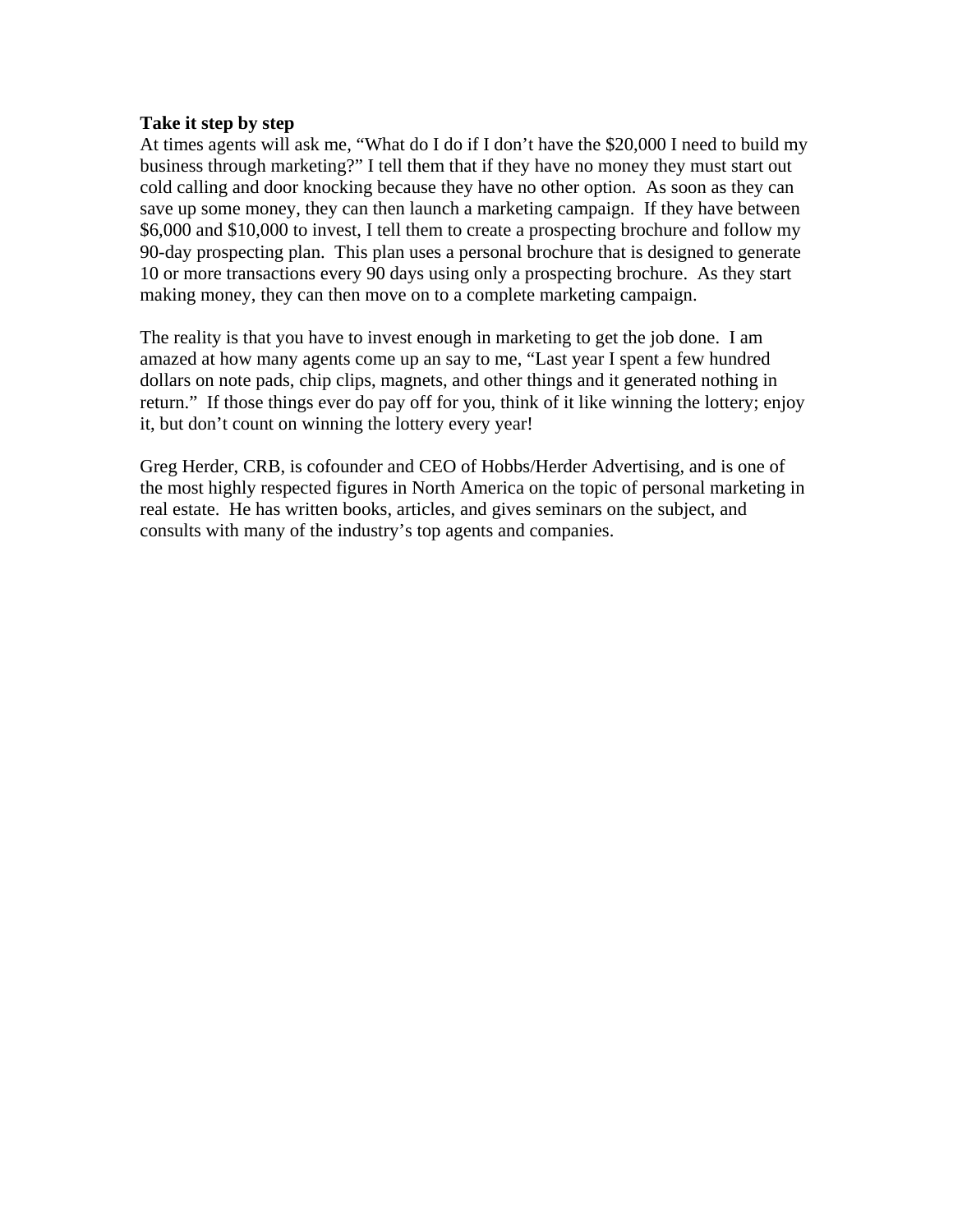**Take it step by step**

At times agents will ask me, "What do I do if I don't have the $20,000 I need to build my business through marketing?" I tell them that if they have no money they must start out cold calling and door knocking because they have no other option. As soon as they can save up some money, they can then launch a marketing campaign. If they have between $6,000 and $10,000 to invest, I tell them to create a prospecting brochure and follow my 90-day prospecting plan. This plan uses a personal brochure that is designed to generate 10 or more transactions every 90 days using only a prospecting brochure. As they start making money, they can then move on to a complete marketing campaign.

The reality is that you have to invest enough in marketing to get the job done. I am amazed at how many agents come up an say to me, "Last year I spent a few hundred dollars on note pads, chip clips, magnets, and other things and it generated nothing in return." If those things ever do pay off for you, think of it like winning the lottery; enjoy it, but don't count on winning the lottery every year!

Greg Herder, CRB, is cofounder and CEO of Hobbs/Herder Advertising, and is one of the most highly respected figures in North America on the topic of personal marketing in real estate. He has written books, articles, and gives seminars on the subject, and consults with many of the industry's top agents and companies.